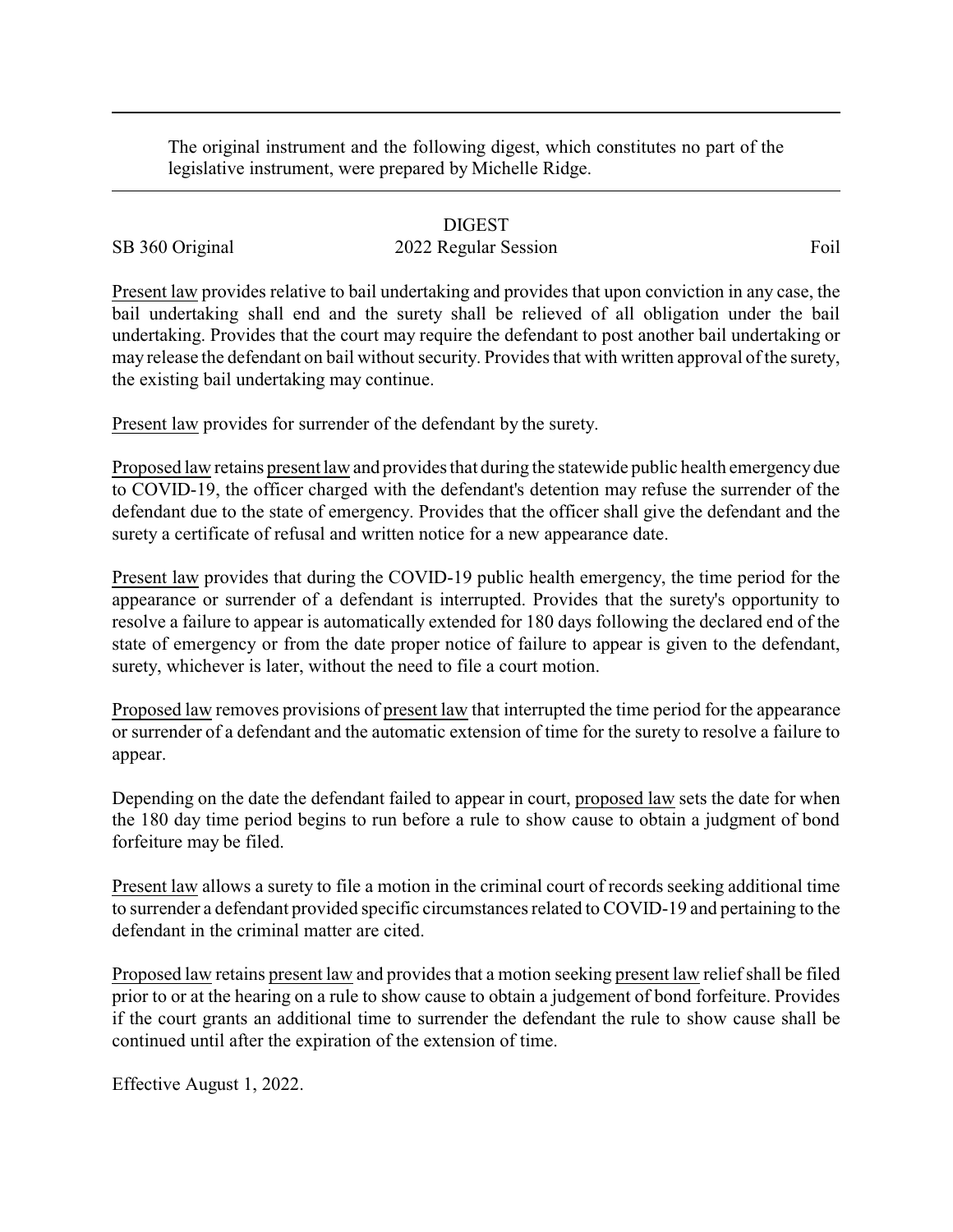The original instrument and the following digest, which constitutes no part of the legislative instrument, were prepared by Michelle Ridge.

DIGEST

SB 360 Original 2022 Regular Session Foil

Present law provides relative to bail undertaking and provides that upon conviction in any case, the bail undertaking shall end and the surety shall be relieved of all obligation under the bail undertaking. Provides that the court may require the defendant to post another bail undertaking or may release the defendant on bail without security. Provides that with written approval of the surety, the existing bail undertaking may continue.

Present law provides for surrender of the defendant by the surety.

Proposed law retains present law and provides that during the statewide public health emergency due to COVID-19, the officer charged with the defendant's detention may refuse the surrender of the defendant due to the state of emergency. Provides that the officer shall give the defendant and the surety a certificate of refusal and written notice for a new appearance date.

Present law provides that during the COVID-19 public health emergency, the time period for the appearance or surrender of a defendant is interrupted. Provides that the surety's opportunity to resolve a failure to appear is automatically extended for 180 days following the declared end of the state of emergency or from the date proper notice of failure to appear is given to the defendant, surety, whichever is later, without the need to file a court motion.

Proposed law removes provisions of present law that interrupted the time period for the appearance or surrender of a defendant and the automatic extension of time for the surety to resolve a failure to appear.

Depending on the date the defendant failed to appear in court, proposed law sets the date for when the 180 day time period begins to run before a rule to show cause to obtain a judgment of bond forfeiture may be filed.

Present law allows a surety to file a motion in the criminal court of records seeking additional time to surrender a defendant provided specific circumstances related to COVID-19 and pertaining to the defendant in the criminal matter are cited.

Proposed law retains present law and provides that a motion seeking present law relief shall be filed prior to or at the hearing on a rule to show cause to obtain a judgement of bond forfeiture. Provides if the court grants an additional time to surrender the defendant the rule to show cause shall be continued until after the expiration of the extension of time.

Effective August 1, 2022.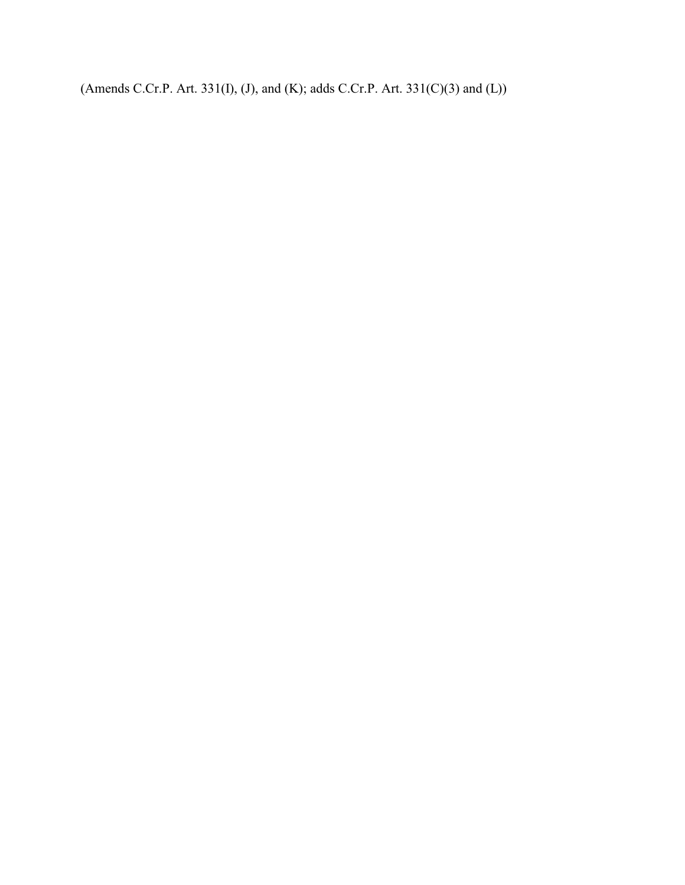(Amends C.Cr.P. Art. 331(I), (J), and (K); adds C.Cr.P. Art. 331(C)(3) and (L))